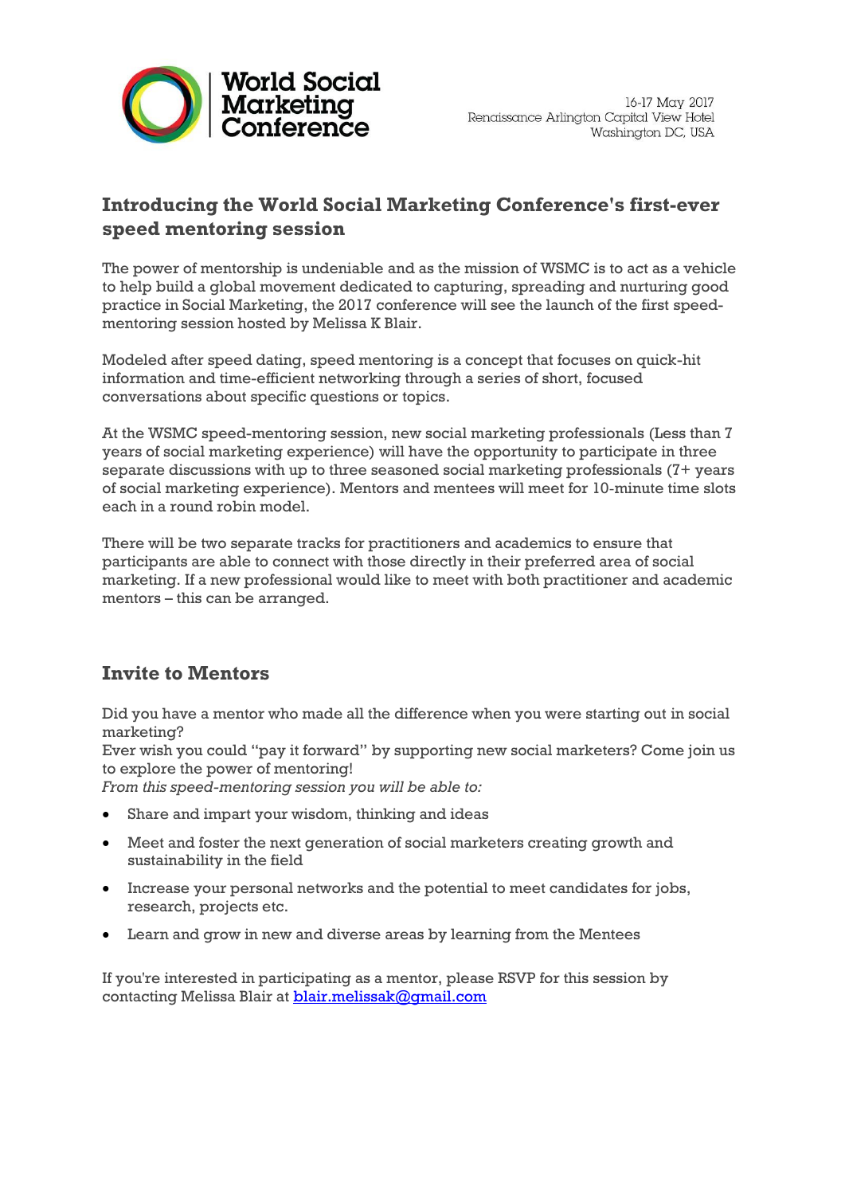World Social Marketing Conference

16-17 May 2017
Renaissance Arlington Capital View Hotel
Washington DC, USA

## Introducing the World Social Marketing Conference's first-ever speed mentoring session

The power of mentorship is undeniable and as the mission of WSMC is to act as a vehicle to help build a global movement dedicated to capturing, spreading and nurturing good practice in Social Marketing, the 2017 conference will see the launch of the first speed-mentoring session hosted by Melissa K Blair.

Modeled after speed dating, speed mentoring is a concept that focuses on quick-hit information and time-efficient networking through a series of short, focused conversations about specific questions or topics.

At the WSMC speed-mentoring session, new social marketing professionals (Less than 7 years of social marketing experience) will have the opportunity to participate in three separate discussions with up to three seasoned social marketing professionals (7+ years of social marketing experience). Mentors and mentees will meet for 10-minute time slots each in a round robin model.

There will be two separate tracks for practitioners and academics to ensure that participants are able to connect with those directly in their preferred area of social marketing. If a new professional would like to meet with both practitioner and academic mentors – this can be arranged.

## Invite to Mentors

Did you have a mentor who made all the difference when you were starting out in social marketing?
Ever wish you could "pay it forward" by supporting new social marketers? Come join us to explore the power of mentoring!
*From this speed-mentoring session you will be able to:*

- Share and impart your wisdom, thinking and ideas
- Meet and foster the next generation of social marketers creating growth and sustainability in the field
- Increase your personal networks and the potential to meet candidates for jobs, research, projects etc.
- Learn and grow in new and diverse areas by learning from the Mentees

If you're interested in participating as a mentor, please RSVP for this session by contacting Melissa Blair at blair.melissak@gmail.com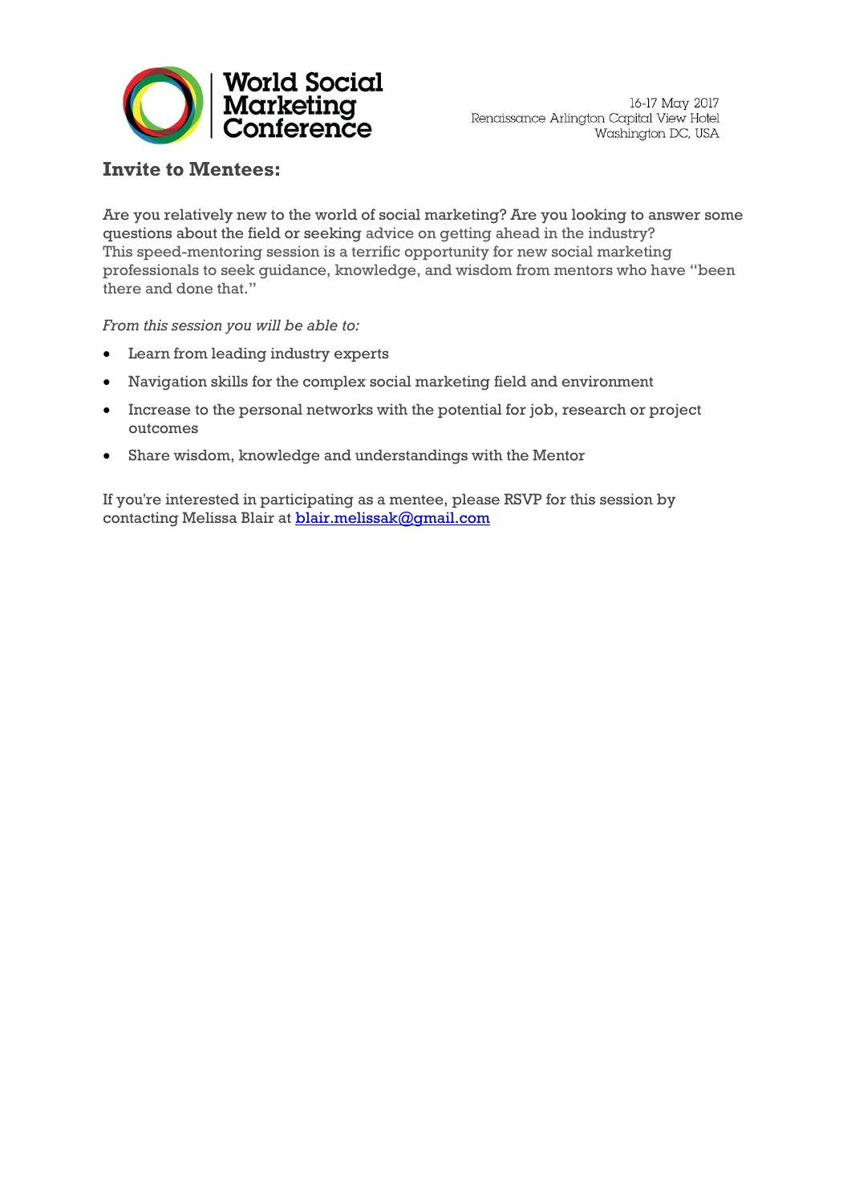World Social Marketing Conference

16-17 May 2017
Renaissance Arlington Capital View Hotel
Washington DC, USA

## Invite to Mentees:

Are you relatively new to the world of social marketing? Are you looking to answer some questions about the field or seeking advice on getting ahead in the industry?
This speed-mentoring session is a terrific opportunity for new social marketing professionals to seek guidance, knowledge, and wisdom from mentors who have "been there and done that."

*From this session you will be able to:*

- Learn from leading industry experts
- Navigation skills for the complex social marketing field and environment
- Increase to the personal networks with the potential for job, research or project outcomes
- Share wisdom, knowledge and understandings with the Mentor

If you're interested in participating as a mentee, please RSVP for this session by contacting Melissa Blair at blair.melissak@gmail.com